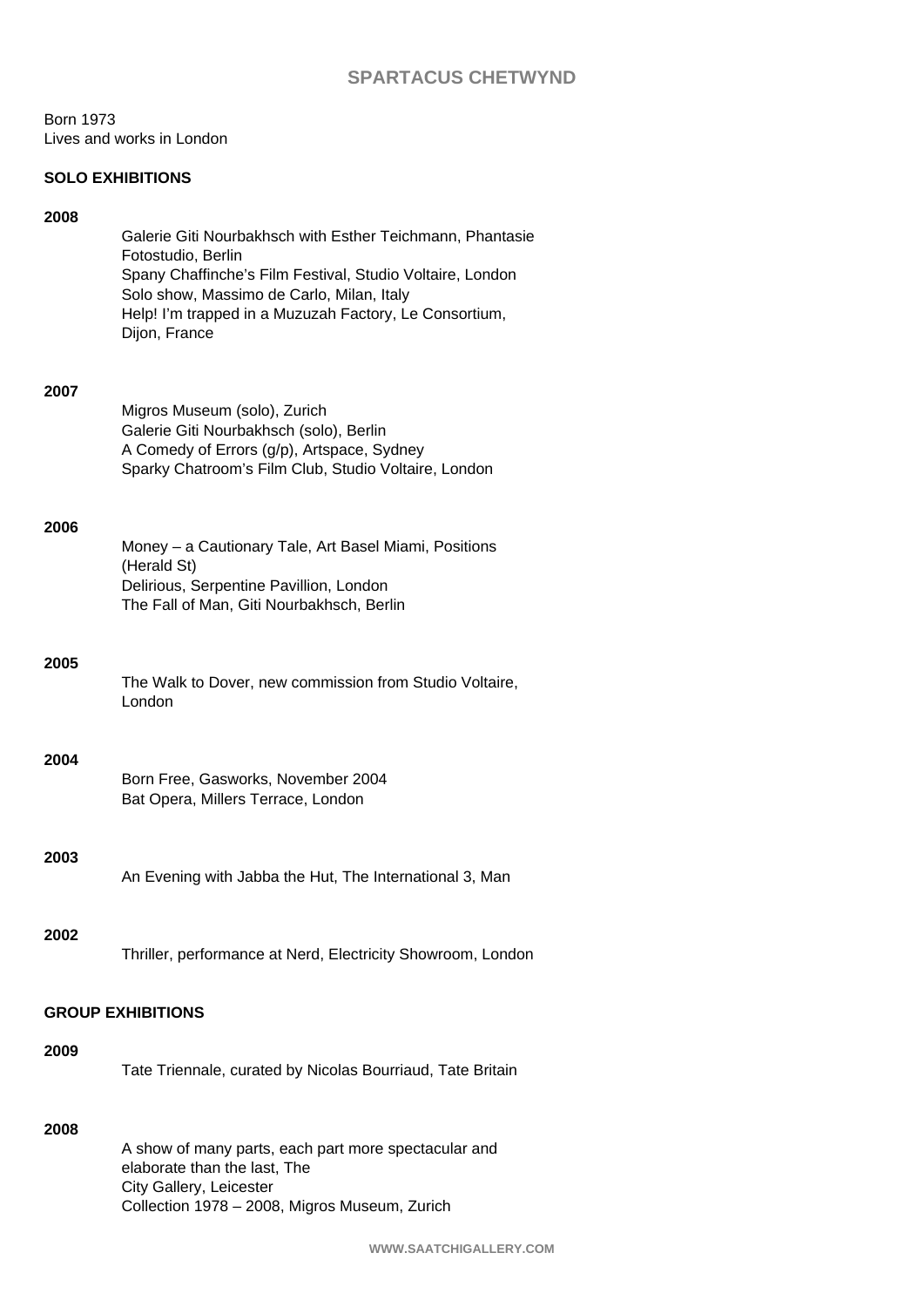# SPARTACUS CHETWYND

Born 1973
Lives and works in London

## SOLO EXHIBITIONS

**2008**

Galerie Giti Nourbakhsch with Esther Teichmann, Phantasie Fotostudio, Berlin
Spany Chaffinche's Film Festival, Studio Voltaire, London
Solo show, Massimo de Carlo, Milan, Italy
Help! I'm trapped in a Muzuzah Factory, Le Consortium, Dijon, France

**2007**

Migros Museum (solo), Zurich
Galerie Giti Nourbakhsch (solo), Berlin
A Comedy of Errors (g/p), Artspace, Sydney
Sparky Chatroom's Film Club, Studio Voltaire, London

**2006**

Money – a Cautionary Tale, Art Basel Miami, Positions (Herald St)
Delirious, Serpentine Pavillion, London
The Fall of Man, Giti Nourbakhsch, Berlin

**2005**

The Walk to Dover, new commission from Studio Voltaire, London

**2004**

Born Free, Gasworks, November 2004
Bat Opera, Millers Terrace, London

**2003**

An Evening with Jabba the Hut, The International 3, Man

**2002**

Thriller, performance at Nerd, Electricity Showroom, London

## GROUP EXHIBITIONS

**2009**

Tate Triennale, curated by Nicolas Bourriaud, Tate Britain

**2008**

A show of many parts, each part more spectacular and elaborate than the last, The City Gallery, Leicester
Collection 1978 – 2008, Migros Museum, Zurich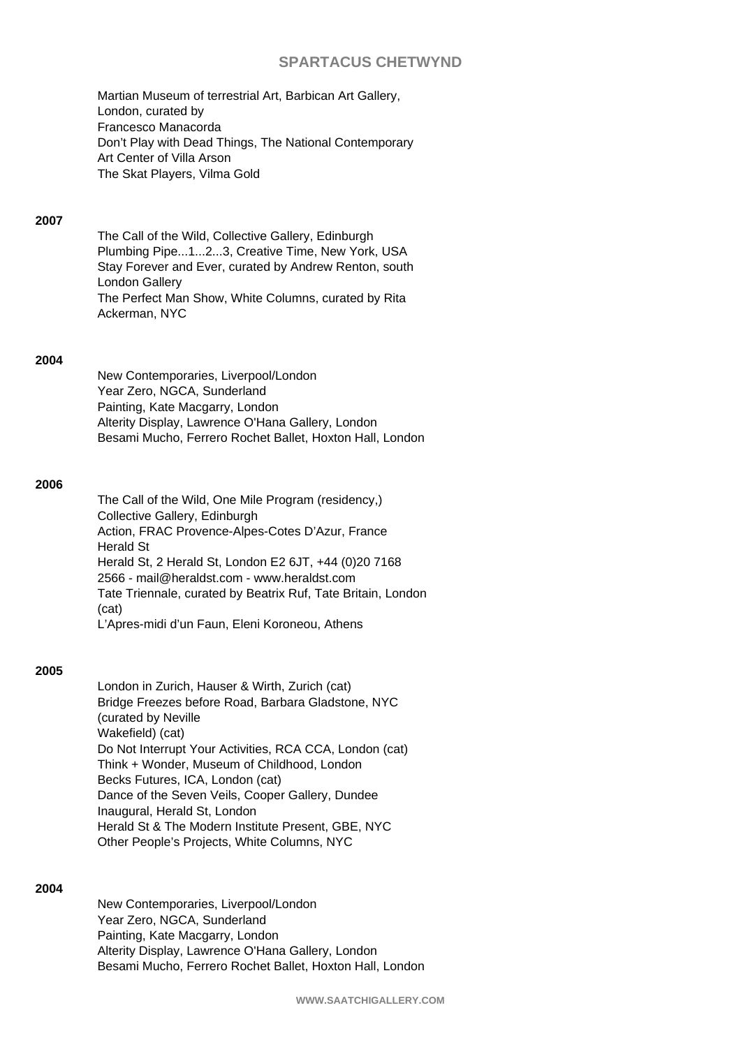## SPARTACUS CHETWYND

Martian Museum of terrestrial Art, Barbican Art Gallery, London, curated by Francesco Manacorda
Don't Play with Dead Things, The National Contemporary Art Center of Villa Arson
The Skat Players, Vilma Gold

**2007**

The Call of the Wild, Collective Gallery, Edinburgh
Plumbing Pipe...1...2...3, Creative Time, New York, USA
Stay Forever and Ever, curated by Andrew Renton, south London Gallery
The Perfect Man Show, White Columns, curated by Rita Ackerman, NYC

**2004**

New Contemporaries, Liverpool/London
Year Zero, NGCA, Sunderland
Painting, Kate Macgarry, London
Alterity Display, Lawrence O'Hana Gallery, London
Besami Mucho, Ferrero Rochet Ballet, Hoxton Hall, London

**2006**

The Call of the Wild, One Mile Program (residency,) Collective Gallery, Edinburgh
Action, FRAC Provence-Alpes-Cotes D'Azur, France
Herald St
Herald St, 2 Herald St, London E2 6JT, +44 (0)20 7168 2566 - mail@heraldst.com - www.heraldst.com
Tate Triennale, curated by Beatrix Ruf, Tate Britain, London (cat)
L'Apres-midi d'un Faun, Eleni Koroneou, Athens

**2005**

London in Zurich, Hauser & Wirth, Zurich (cat)
Bridge Freezes before Road, Barbara Gladstone, NYC (curated by Neville Wakefield) (cat)
Do Not Interrupt Your Activities, RCA CCA, London (cat)
Think + Wonder, Museum of Childhood, London
Becks Futures, ICA, London (cat)
Dance of the Seven Veils, Cooper Gallery, Dundee
Inaugural, Herald St, London
Herald St & The Modern Institute Present, GBE, NYC
Other People's Projects, White Columns, NYC

**2004**

New Contemporaries, Liverpool/London
Year Zero, NGCA, Sunderland
Painting, Kate Macgarry, London
Alterity Display, Lawrence O'Hana Gallery, London
Besami Mucho, Ferrero Rochet Ballet, Hoxton Hall, London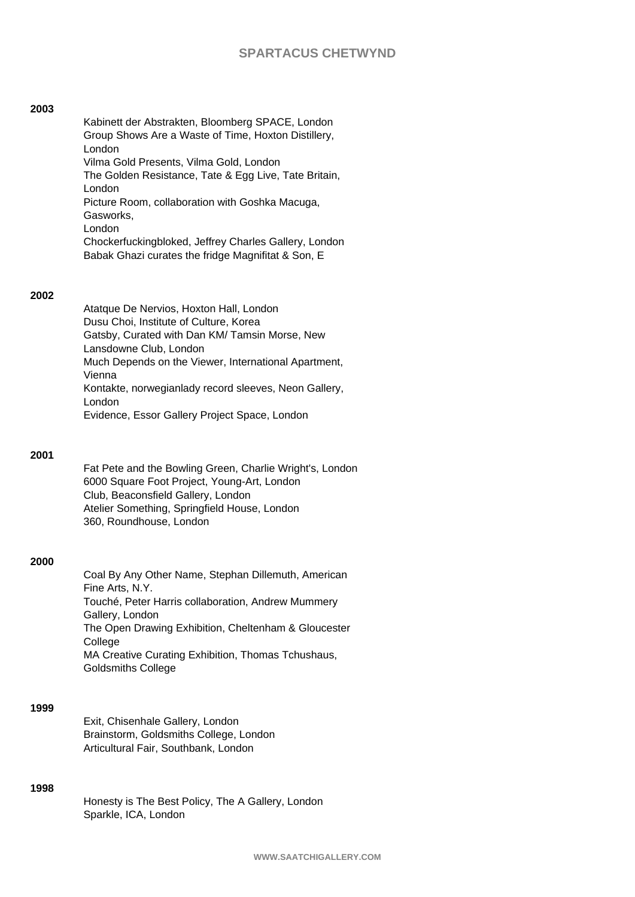**2003**

Kabinett der Abstrakten, Bloomberg SPACE, London
Group Shows Are a Waste of Time, Hoxton Distillery, London
Vilma Gold Presents, Vilma Gold, London
The Golden Resistance, Tate & Egg Live, Tate Britain, London
Picture Room, collaboration with Goshka Macuga, Gasworks, London
Chockerfuckingbloked, Jeffrey Charles Gallery, London
Babak Ghazi curates the fridge Magnifitat & Son, E

**2002**

Atatque De Nervios, Hoxton Hall, London
Dusu Choi, Institute of Culture, Korea
Gatsby, Curated with Dan KM/ Tamsin Morse, New Lansdowne Club, London
Much Depends on the Viewer, International Apartment, Vienna
Kontakte, norwegianlady record sleeves, Neon Gallery, London
Evidence, Essor Gallery Project Space, London

**2001**

Fat Pete and the Bowling Green, Charlie Wright's, London
6000 Square Foot Project, Young-Art, London
Club, Beaconsfield Gallery, London
Atelier Something, Springfield House, London
360, Roundhouse, London

**2000**

Coal By Any Other Name, Stephan Dillemuth, American Fine Arts, N.Y.
Touché, Peter Harris collaboration, Andrew Mummery Gallery, London
The Open Drawing Exhibition, Cheltenham & Gloucester College
MA Creative Curating Exhibition, Thomas Tchushaus, Goldsmiths College

**1999**

Exit, Chisenhale Gallery, London
Brainstorm, Goldsmiths College, London
Articultural Fair, Southbank, London

**1998**

Honesty is The Best Policy, The A Gallery, London
Sparkle, ICA, London